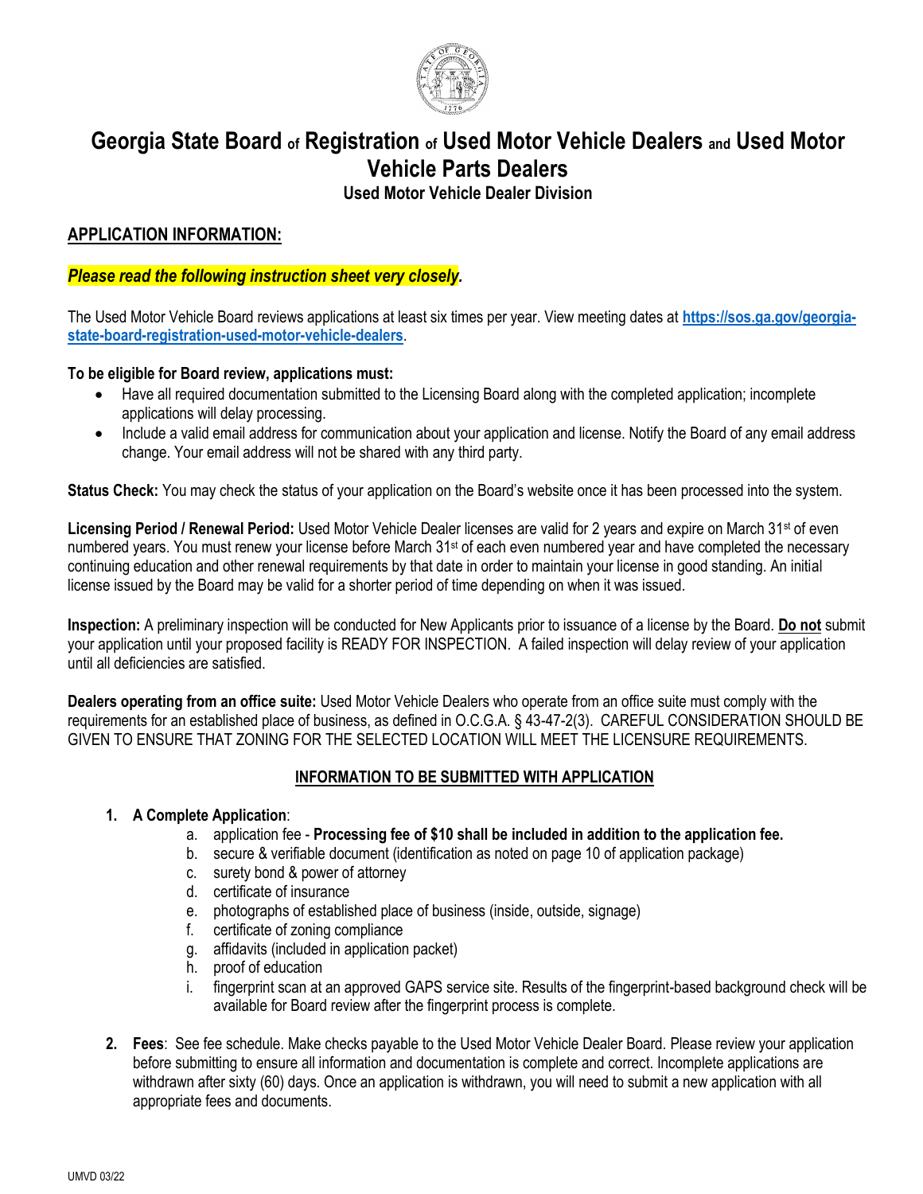# Georgia State Board of Registration of Used Motor Vehicle Dealers and Used Motor Vehicle Parts Dealers

### Used Motor Vehicle Dealer Division

## APPLICATION INFORMATION:

***Please read the following instruction sheet very closely.***

The Used Motor Vehicle Board reviews applications at least six times per year. View meeting dates at **https://sos.ga.gov/georgia-state-board-registration-used-motor-vehicle-dealers**.

**To be eligible for Board review, applications must:**

- Have all required documentation submitted to the Licensing Board along with the completed application; incomplete applications will delay processing.
- Include a valid email address for communication about your application and license. Notify the Board of any email address change. Your email address will not be shared with any third party.

**Status Check:** You may check the status of your application on the Board's website once it has been processed into the system.

**Licensing Period / Renewal Period:** Used Motor Vehicle Dealer licenses are valid for 2 years and expire on March 31st of even numbered years. You must renew your license before March 31st of each even numbered year and have completed the necessary continuing education and other renewal requirements by that date in order to maintain your license in good standing. An initial license issued by the Board may be valid for a shorter period of time depending on when it was issued.

**Inspection:** A preliminary inspection will be conducted for New Applicants prior to issuance of a license by the Board. **Do not** submit your application until your proposed facility is READY FOR INSPECTION. A failed inspection will delay review of your application until all deficiencies are satisfied.

**Dealers operating from an office suite:** Used Motor Vehicle Dealers who operate from an office suite must comply with the requirements for an established place of business, as defined in O.C.G.A. § 43-47-2(3). CAREFUL CONSIDERATION SHOULD BE GIVEN TO ENSURE THAT ZONING FOR THE SELECTED LOCATION WILL MEET THE LICENSURE REQUIREMENTS.

## INFORMATION TO BE SUBMITTED WITH APPLICATION

1. **A Complete Application**:
   a. application fee - **Processing fee of $10 shall be included in addition to the application fee.**
   b. secure & verifiable document (identification as noted on page 10 of application package)
   c. surety bond & power of attorney
   d. certificate of insurance
   e. photographs of established place of business (inside, outside, signage)
   f. certificate of zoning compliance
   g. affidavits (included in application packet)
   h. proof of education
   i. fingerprint scan at an approved GAPS service site. Results of the fingerprint-based background check will be available for Board review after the fingerprint process is complete.

2. **Fees**: See fee schedule. Make checks payable to the Used Motor Vehicle Dealer Board. Please review your application before submitting to ensure all information and documentation is complete and correct. Incomplete applications are withdrawn after sixty (60) days. Once an application is withdrawn, you will need to submit a new application with all appropriate fees and documents.

UMVD 03/22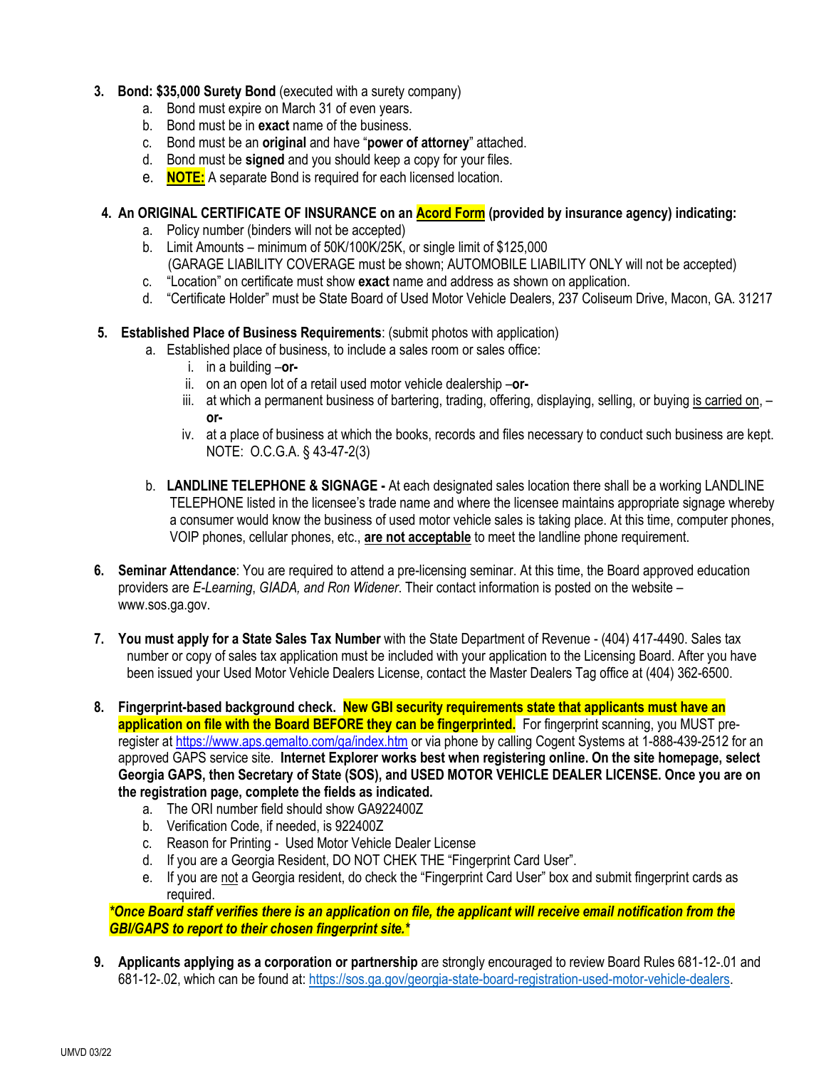3. **Bond: $35,000 Surety Bond** (executed with a surety company)
    a. Bond must expire on March 31 of even years.
    b. Bond must be in **exact** name of the business.
    c. Bond must be an **original** and have "**power of attorney**" attached.
    d. Bond must be **signed** and you should keep a copy for your files.
    e. **NOTE:** A separate Bond is required for each licensed location.

4. **An ORIGINAL CERTIFICATE OF INSURANCE on an Acord Form (provided by insurance agency) indicating:**
    a. Policy number (binders will not be accepted)
    b. Limit Amounts – minimum of 50K/100K/25K, or single limit of $125,000
       (GARAGE LIABILITY COVERAGE must be shown; AUTOMOBILE LIABILITY ONLY will not be accepted)
    c. "Location" on certificate must show **exact** name and address as shown on application.
    d. "Certificate Holder" must be State Board of Used Motor Vehicle Dealers, 237 Coliseum Drive, Macon, GA. 31217

5. **Established Place of Business Requirements**: (submit photos with application)
    a. Established place of business, to include a sales room or sales office:
        i. in a building –**or-**
        ii. on an open lot of a retail used motor vehicle dealership –**or-**
        iii. at which a permanent business of bartering, trading, offering, displaying, selling, or buying is carried on, –**or-**
        iv. at a place of business at which the books, records and files necessary to conduct such business are kept. NOTE: O.C.G.A. § 43-47-2(3)

    b. **LANDLINE TELEPHONE & SIGNAGE -** At each designated sales location there shall be a working LANDLINE TELEPHONE listed in the licensee's trade name and where the licensee maintains appropriate signage whereby a consumer would know the business of used motor vehicle sales is taking place. At this time, computer phones, VOIP phones, cellular phones, etc., **are not acceptable** to meet the landline phone requirement.

6. **Seminar Attendance**: You are required to attend a pre-licensing seminar. At this time, the Board approved education providers are *E-Learning*, *GIADA, and Ron Widener*. Their contact information is posted on the website – www.sos.ga.gov.

7. **You must apply for a State Sales Tax Number** with the State Department of Revenue - (404) 417-4490. Sales tax number or copy of sales tax application must be included with your application to the Licensing Board. After you have been issued your Used Motor Vehicle Dealers License, contact the Master Dealers Tag office at (404) 362-6500.

8. **Fingerprint-based background check. New GBI security requirements state that applicants must have an application on file with the Board BEFORE they can be fingerprinted.** For fingerprint scanning, you MUST pre-register at https://www.aps.gemalto.com/ga/index.htm or via phone by calling Cogent Systems at 1-888-439-2512 for an approved GAPS service site. **Internet Explorer works best when registering online. On the site homepage, select Georgia GAPS, then Secretary of State (SOS), and USED MOTOR VEHICLE DEALER LICENSE. Once you are on the registration page, complete the fields as indicated.**
    a. The ORI number field should show GA922400Z
    b. Verification Code, if needed, is 922400Z
    c. Reason for Printing - Used Motor Vehicle Dealer License
    d. If you are a Georgia Resident, DO NOT CHEK THE "Fingerprint Card User".
    e. If you are not a Georgia resident, do check the "Fingerprint Card User" box and submit fingerprint cards as required.

    ***Once Board staff verifies there is an application on file, the applicant will receive email notification from the GBI/GAPS to report to their chosen fingerprint site.***

9. **Applicants applying as a corporation or partnership** are strongly encouraged to review Board Rules 681-12-.01 and 681-12-.02, which can be found at: https://sos.ga.gov/georgia-state-board-registration-used-motor-vehicle-dealers.

UMVD 03/22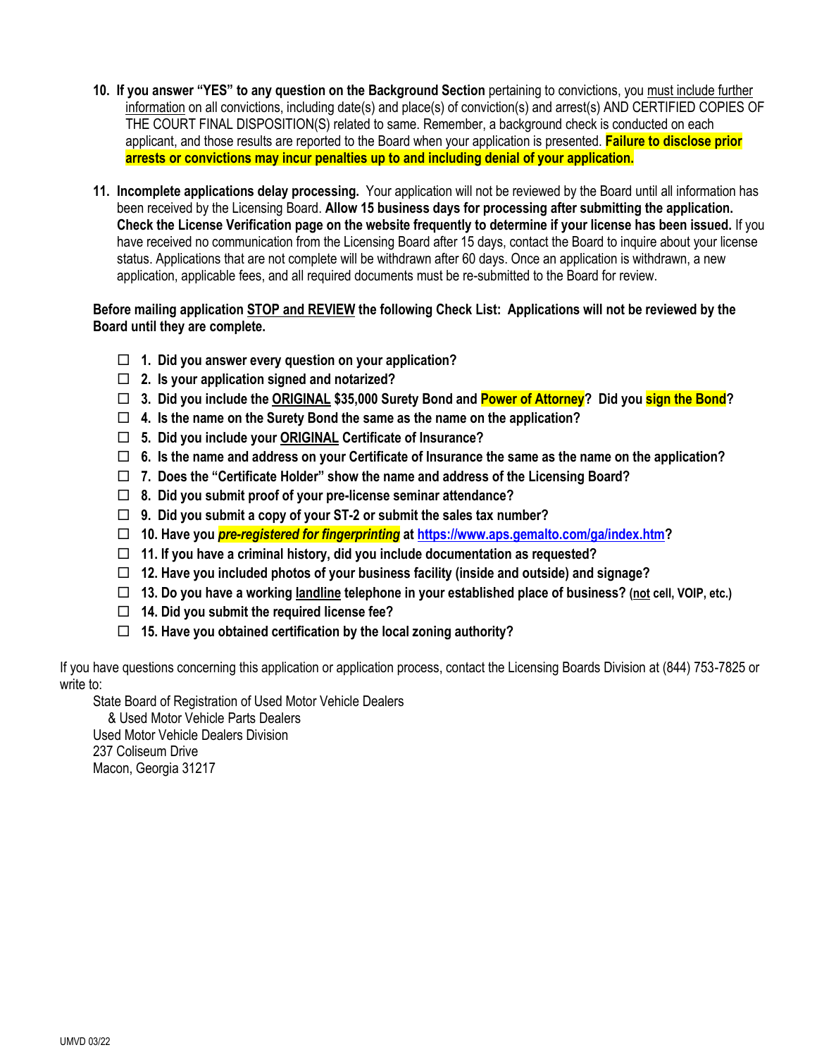10. **If you answer "YES" to any question on the Background Section** pertaining to convictions, you must include further information on all convictions, including date(s) and place(s) of conviction(s) and arrest(s) AND CERTIFIED COPIES OF THE COURT FINAL DISPOSITION(S) related to same. Remember, a background check is conducted on each applicant, and those results are reported to the Board when your application is presented. **Failure to disclose prior arrests or convictions may incur penalties up to and including denial of your application.**

11. **Incomplete applications delay processing.** Your application will not be reviewed by the Board until all information has been received by the Licensing Board. **Allow 15 business days for processing after submitting the application. Check the License Verification page on the website frequently to determine if your license has been issued.** If you have received no communication from the Licensing Board after 15 days, contact the Board to inquire about your license status. Applications that are not complete will be withdrawn after 60 days. Once an application is withdrawn, a new application, applicable fees, and all required documents must be re-submitted to the Board for review.

**Before mailing application STOP and REVIEW the following Check List: Applications will not be reviewed by the Board until they are complete.**

- ☐ **1. Did you answer every question on your application?**
- ☐ **2. Is your application signed and notarized?**
- ☐ **3. Did you include the ORIGINAL $35,000 Surety Bond and Power of Attorney? Did you sign the Bond?**
- ☐ **4. Is the name on the Surety Bond the same as the name on the application?**
- ☐ **5. Did you include your ORIGINAL Certificate of Insurance?**
- ☐ **6. Is the name and address on your Certificate of Insurance the same as the name on the application?**
- ☐ **7. Does the "Certificate Holder" show the name and address of the Licensing Board?**
- ☐ **8. Did you submit proof of your pre-license seminar attendance?**
- ☐ **9. Did you submit a copy of your ST-2 or submit the sales tax number?**
- ☐ **10. Have you *pre-registered for fingerprinting* at https://www.aps.gemalto.com/ga/index.htm?**
- ☐ **11. If you have a criminal history, did you include documentation as requested?**
- ☐ **12. Have you included photos of your business facility (inside and outside) and signage?**
- ☐ **13. Do you have a working landline telephone in your established place of business? (not cell, VOIP, etc.)**
- ☐ **14. Did you submit the required license fee?**
- ☐ **15. Have you obtained certification by the local zoning authority?**

If you have questions concerning this application or application process, contact the Licensing Boards Division at (844) 753-7825 or write to:

State Board of Registration of Used Motor Vehicle Dealers
& Used Motor Vehicle Parts Dealers
Used Motor Vehicle Dealers Division
237 Coliseum Drive
Macon, Georgia 31217

UMVD 03/22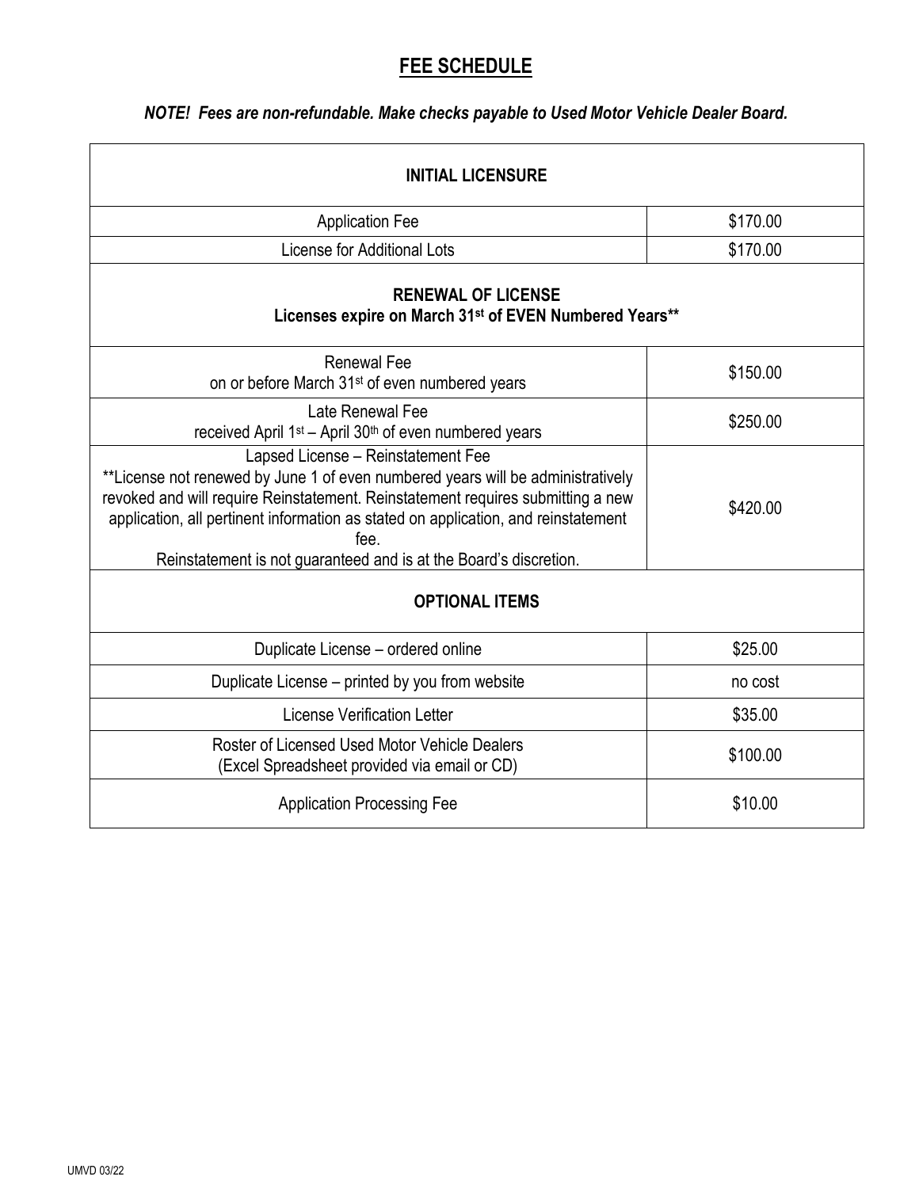# FEE SCHEDULE

***NOTE! Fees are non-refundable. Make checks payable to Used Motor Vehicle Dealer Board.***

| **INITIAL LICENSURE** | |
|---|---|
| Application Fee | $170.00 |
| License for Additional Lots | $170.00 |
| **RENEWAL OF LICENSE**<br>**Licenses expire on March 31st of EVEN Numbered Years**** | |
| Renewal Fee<br>on or before March 31st of even numbered years | $150.00 |
| Late Renewal Fee<br>received April 1st – April 30th of even numbered years | $250.00 |
| Lapsed License – Reinstatement Fee<br>**License not renewed by June 1 of even numbered years will be administratively revoked and will require Reinstatement. Reinstatement requires submitting a new application, all pertinent information as stated on application, and reinstatement fee.<br>Reinstatement is not guaranteed and is at the Board's discretion. | $420.00 |
| **OPTIONAL ITEMS** | |
| Duplicate License – ordered online | $25.00 |
| Duplicate License – printed by you from website | no cost |
| License Verification Letter | $35.00 |
| Roster of Licensed Used Motor Vehicle Dealers<br>(Excel Spreadsheet provided via email or CD) | $100.00 |
| Application Processing Fee | $10.00 |

UMVD 03/22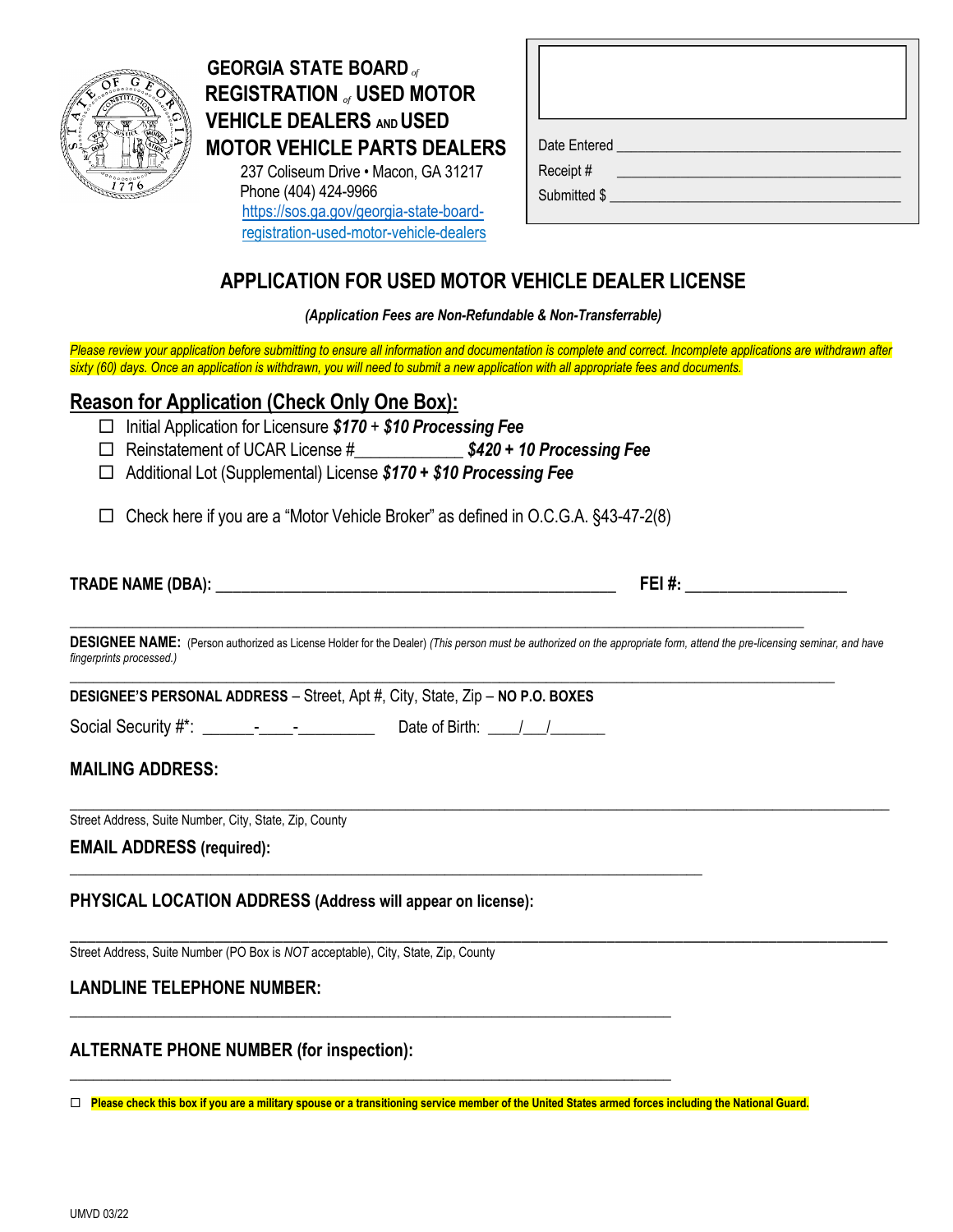**GEORGIA STATE BOARD** *of* **REGISTRATION** *of* **USED MOTOR VEHICLE DEALERS AND USED MOTOR VEHICLE PARTS DEALERS**

237 Coliseum Drive • Macon, GA 31217
Phone (404) 424-9966
https://sos.ga.gov/georgia-state-board-registration-used-motor-vehicle-dealers

Date Entered ______________________________

Receipt # ______________________________

Submitted $ ______________________________

# APPLICATION FOR USED MOTOR VEHICLE DEALER LICENSE

***(Application Fees are Non-Refundable & Non-Transferrable)***

*Please review your application before submitting to ensure all information and documentation is complete and correct. Incomplete applications are withdrawn after sixty (60) days. Once an application is withdrawn, you will need to submit a new application with all appropriate fees and documents.*

## Reason for Application (Check Only One Box):

- ☐ Initial Application for Licensure ***$170*** + ***$10 Processing Fee***
- ☐ Reinstatement of UCAR License #____________ ***$420 + 10 Processing Fee***
- ☐ Additional Lot (Supplemental) License ***$170 + $10 Processing Fee***

- ☐ Check here if you are a "Motor Vehicle Broker" as defined in O.C.G.A. §43-47-2(8)

**TRADE NAME (DBA):** ______________________________________________ **FEI #:** ____________________

______________________________________________________________________________

**DESIGNEE NAME:** (Person authorized as License Holder for the Dealer) *(This person must be authorized on the appropriate form, attend the pre-licensing seminar, and have fingerprints processed.)*

______________________________________________________________________________

**DESIGNEE'S PERSONAL ADDRESS** – Street, Apt #, City, State, Zip – **NO P.O. BOXES**

Social Security #*: ______-____-_________ Date of Birth: ____/___/______

**MAILING ADDRESS:**

______________________________________________________________________________

Street Address, Suite Number, City, State, Zip, County

**EMAIL ADDRESS (required):**

______________________________________________________________________________

**PHYSICAL LOCATION ADDRESS (Address will appear on license):**

______________________________________________________________________________

Street Address, Suite Number (PO Box is *NOT* acceptable), City, State, Zip, County

**LANDLINE TELEPHONE NUMBER:**

______________________________________________________________________________

**ALTERNATE PHONE NUMBER (for inspection):**

______________________________________________________________________________

☐ **Please check this box if you are a military spouse or a transitioning service member of the United States armed forces including the National Guard.**

UMVD 03/22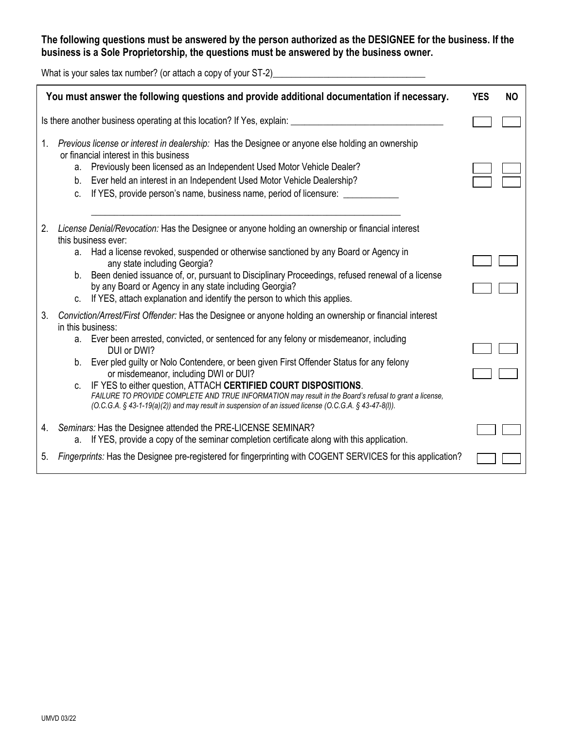**The following questions must be answered by the person authorized as the DESIGNEE for the business. If the business is a Sole Proprietorship, the questions must be answered by the business owner.**

What is your sales tax number? (or attach a copy of your ST-2)_________________________________

| **You must answer the following questions and provide additional documentation if necessary.** | **YES** | **NO** |
|---|---|---|
| Is there another business operating at this location? If Yes, explain: _________________________________ | ☐ | ☐ |
| 1. *Previous license or interest in dealership:* Has the Designee or anyone else holding an ownership or financial interest in this business | | |
| a. Previously been licensed as an Independent Used Motor Vehicle Dealer? | ☐ | ☐ |
| b. Ever held an interest in an Independent Used Motor Vehicle Dealership? | ☐ | ☐ |
| c. If YES, provide person's name, business name, period of licensure: ___________ _________________________________________________________________ | | |
| 2. *License Denial/Revocation:* Has the Designee or anyone holding an ownership or financial interest this business ever: | | |
| a. Had a license revoked, suspended or otherwise sanctioned by any Board or Agency in any state including Georgia? | ☐ | ☐ |
| b. Been denied issuance of, or, pursuant to Disciplinary Proceedings, refused renewal of a license by any Board or Agency in any state including Georgia? | ☐ | ☐ |
| c. If YES, attach explanation and identify the person to which this applies. | | |
| 3. *Conviction/Arrest/First Offender:* Has the Designee or anyone holding an ownership or financial interest in this business: | | |
| a. Ever been arrested, convicted, or sentenced for any felony or misdemeanor, including DUI or DWI? | ☐ | ☐ |
| b. Ever pled guilty or Nolo Contendere, or been given First Offender Status for any felony or misdemeanor, including DWI or DUI? | ☐ | ☐ |
| c. IF YES to either question, ATTACH **CERTIFIED COURT DISPOSITIONS**. *FAILURE TO PROVIDE COMPLETE AND TRUE INFORMATION may result in the Board's refusal to grant a license, (O.C.G.A. § 43-1-19(a)(2)) and may result in suspension of an issued license (O.C.G.A. § 43-47-8(l)).* | | |
| 4. *Seminars:* Has the Designee attended the PRE-LICENSE SEMINAR? | ☐ | ☐ |
| a. If YES, provide a copy of the seminar completion certificate along with this application. | | |
| 5. *Fingerprints:* Has the Designee pre-registered for fingerprinting with COGENT SERVICES for this application? | ☐ | ☐ |

UMVD 03/22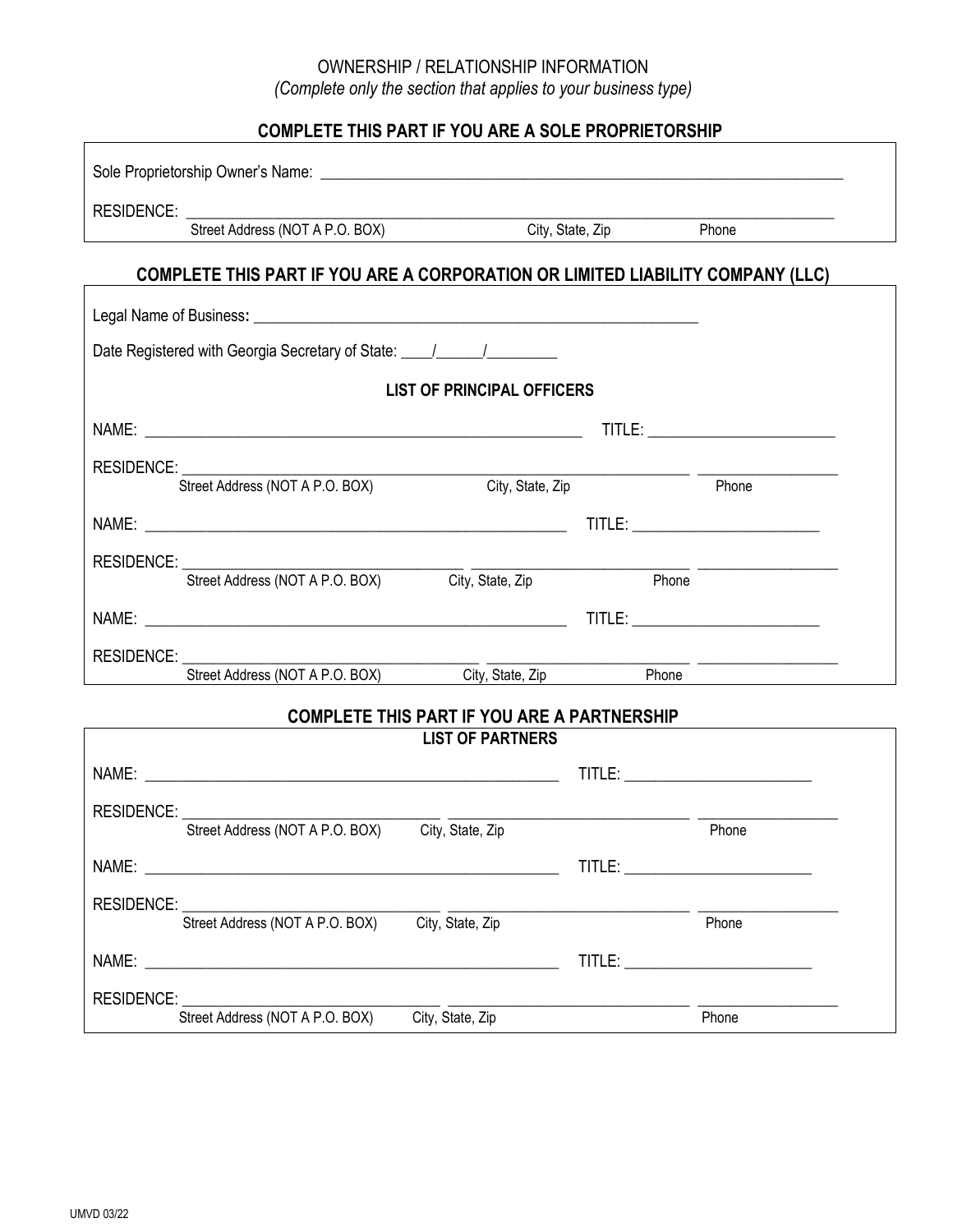# OWNERSHIP / RELATIONSHIP INFORMATION

*(Complete only the section that applies to your business type)*

## COMPLETE THIS PART IF YOU ARE A SOLE PROPRIETORSHIP

Sole Proprietorship Owner's Name: ______________________________________________________________________

RESIDENCE: ______________________________________________________________________________
Street Address (NOT A P.O. BOX) City, State, Zip Phone

## COMPLETE THIS PART IF YOU ARE A CORPORATION OR LIMITED LIABILITY COMPANY (LLC)

Legal Name of Business: ______________________________________________________

Date Registered with Georgia Secretary of State: ____/______/_________

### LIST OF PRINCIPAL OFFICERS

NAME: ______________________________________________________ TITLE: ________________________

RESIDENCE: ______________________________________________________ __________________
Street Address (NOT A P.O. BOX) City, State, Zip Phone

NAME: ______________________________________________________ TITLE: ________________________

RESIDENCE: ____________________________________ _________________________ __________________
Street Address (NOT A P.O. BOX) City, State, Zip Phone

NAME: ______________________________________________________ TITLE: ________________________

RESIDENCE: ____________________________________ _________________________ __________________
Street Address (NOT A P.O. BOX) City, State, Zip Phone

## COMPLETE THIS PART IF YOU ARE A PARTNERSHIP

### LIST OF PARTNERS

NAME: ______________________________________________________ TITLE: ________________________

RESIDENCE: ________________________________ ____________________________ __________________
Street Address (NOT A P.O. BOX) City, State, Zip Phone

NAME: ______________________________________________________ TITLE: ________________________

RESIDENCE: ________________________________ ____________________________ __________________
Street Address (NOT A P.O. BOX) City, State, Zip Phone

NAME: ______________________________________________________ TITLE: ________________________

RESIDENCE: ________________________________ ____________________________ __________________
Street Address (NOT A P.O. BOX) City, State, Zip Phone

UMVD 03/22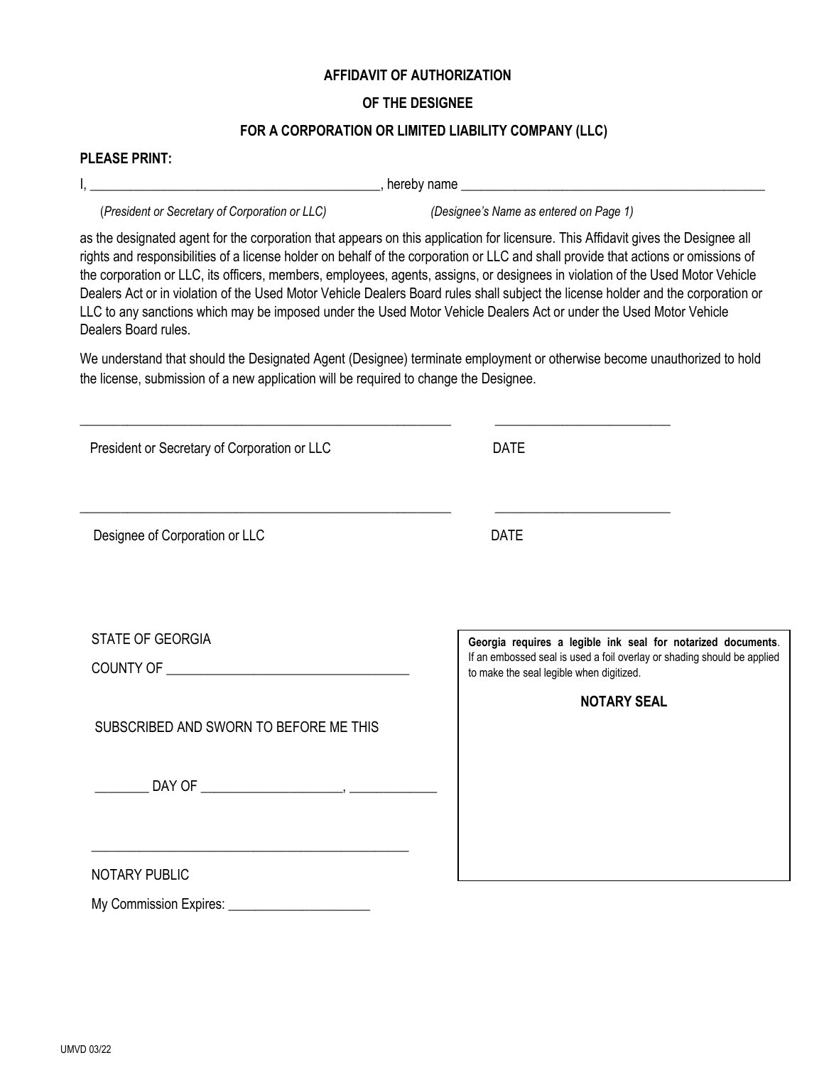# AFFIDAVIT OF AUTHORIZATION

## OF THE DESIGNEE

## FOR A CORPORATION OR LIMITED LIABILITY COMPANY (LLC)

**PLEASE PRINT:**

I, ____________________________________________, hereby name ________________________________________________

(*President or Secretary of Corporation or LLC*) (*Designee's Name as entered on Page 1)*

as the designated agent for the corporation that appears on this application for licensure. This Affidavit gives the Designee all rights and responsibilities of a license holder on behalf of the corporation or LLC and shall provide that actions or omissions of the corporation or LLC, its officers, members, employees, agents, assigns, or designees in violation of the Used Motor Vehicle Dealers Act or in violation of the Used Motor Vehicle Dealers Board rules shall subject the license holder and the corporation or LLC to any sanctions which may be imposed under the Used Motor Vehicle Dealers Act or under the Used Motor Vehicle Dealers Board rules.

We understand that should the Designated Agent (Designee) terminate employment or otherwise become unauthorized to hold the license, submission of a new application will be required to change the Designee.

________________________________________________________ ___________________________

President or Secretary of Corporation or LLC DATE

________________________________________________________ ___________________________

Designee of Corporation or LLC DATE

STATE OF GEORGIA

COUNTY OF ____________________________________

SUBSCRIBED AND SWORN TO BEFORE ME THIS

________ DAY OF _____________________, _____________

________________________________________________

NOTARY PUBLIC

My Commission Expires: _____________________

**Georgia requires a legible ink seal for notarized documents**. If an embossed seal is used a foil overlay or shading should be applied to make the seal legible when digitized.

**NOTARY SEAL**

UMVD 03/22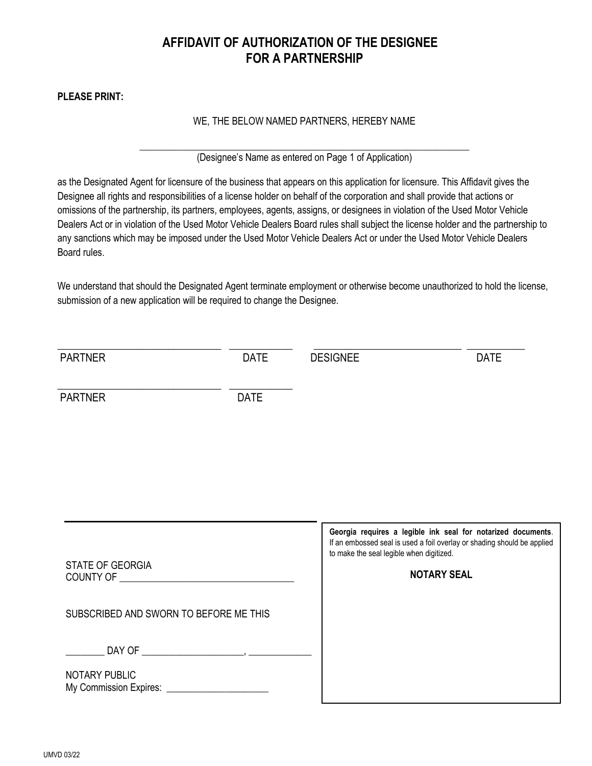# AFFIDAVIT OF AUTHORIZATION OF THE DESIGNEE FOR A PARTNERSHIP

**PLEASE PRINT:**

WE, THE BELOW NAMED PARTNERS, HEREBY NAME

\_\_\_\_\_\_\_\_\_\_\_\_\_\_\_\_\_\_\_\_\_\_\_\_\_\_\_\_\_\_\_\_\_\_\_\_\_\_\_\_\_\_\_\_\_\_\_\_\_\_\_\_\_\_\_\_\_\_
(Designee's Name as entered on Page 1 of Application)

as the Designated Agent for licensure of the business that appears on this application for licensure. This Affidavit gives the Designee all rights and responsibilities of a license holder on behalf of the corporation and shall provide that actions or omissions of the partnership, its partners, employees, agents, assigns, or designees in violation of the Used Motor Vehicle Dealers Act or in violation of the Used Motor Vehicle Dealers Board rules shall subject the license holder and the partnership to any sanctions which may be imposed under the Used Motor Vehicle Dealers Act or under the Used Motor Vehicle Dealers Board rules.

We understand that should the Designated Agent terminate employment or otherwise become unauthorized to hold the license, submission of a new application will be required to change the Designee.

\_\_\_\_\_\_\_\_\_\_\_\_\_\_\_\_\_\_\_\_\_\_\_\_\_\_\_\_ \_\_\_\_\_\_\_\_\_\_\_ \_\_\_\_\_\_\_\_\_\_\_\_\_\_\_\_\_\_\_\_\_\_\_\_\_\_ \_\_\_\_\_\_\_\_\_\_
PARTNER DATE DESIGNEE DATE

\_\_\_\_\_\_\_\_\_\_\_\_\_\_\_\_\_\_\_\_\_\_\_\_\_\_\_\_ \_\_\_\_\_\_\_\_\_\_\_
PARTNER DATE

STATE OF GEORGIA
COUNTY OF \_\_\_\_\_\_\_\_\_\_\_\_\_\_\_\_\_\_\_\_\_\_\_\_\_\_\_\_\_\_\_\_

SUBSCRIBED AND SWORN TO BEFORE ME THIS

\_\_\_\_\_\_\_ DAY OF \_\_\_\_\_\_\_\_\_\_\_\_\_\_\_\_\_\_\_\_, \_\_\_\_\_\_\_\_\_\_\_\_

NOTARY PUBLIC
My Commission Expires: \_\_\_\_\_\_\_\_\_\_\_\_\_\_\_\_\_\_\_\_

**Georgia requires a legible ink seal for notarized documents**. If an embossed seal is used a foil overlay or shading should be applied to make the seal legible when digitized.

**NOTARY SEAL**

UMVD 03/22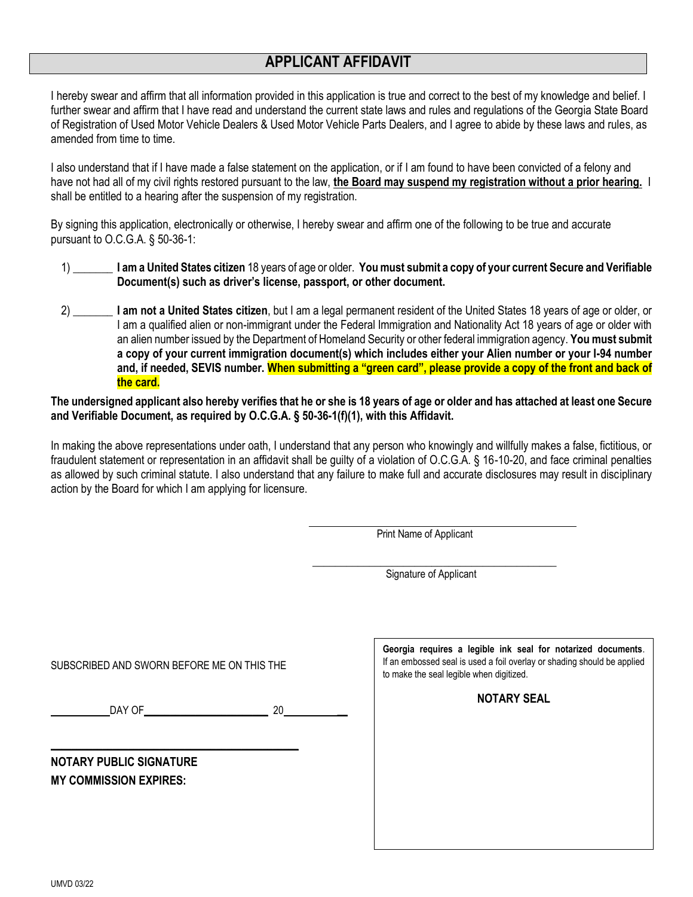# APPLICANT AFFIDAVIT

I hereby swear and affirm that all information provided in this application is true and correct to the best of my knowledge and belief. I further swear and affirm that I have read and understand the current state laws and rules and regulations of the Georgia State Board of Registration of Used Motor Vehicle Dealers & Used Motor Vehicle Parts Dealers, and I agree to abide by these laws and rules, as amended from time to time.

I also understand that if I have made a false statement on the application, or if I am found to have been convicted of a felony and have not had all of my civil rights restored pursuant to the law, **the Board may suspend my registration without a prior hearing.** I shall be entitled to a hearing after the suspension of my registration.

By signing this application, electronically or otherwise, I hereby swear and affirm one of the following to be true and accurate pursuant to O.C.G.A. § 50-36-1:

1) _______ **I am a United States citizen** 18 years of age or older. **You must submit a copy of your current Secure and Verifiable Document(s) such as driver's license, passport, or other document.**

2) _______ **I am not a United States citizen**, but I am a legal permanent resident of the United States 18 years of age or older, or I am a qualified alien or non-immigrant under the Federal Immigration and Nationality Act 18 years of age or older with an alien number issued by the Department of Homeland Security or other federal immigration agency. **You must submit a copy of your current immigration document(s) which includes either your Alien number or your I-94 number and, if needed, SEVIS number. When submitting a "green card", please provide a copy of the front and back of the card.**

**The undersigned applicant also hereby verifies that he or she is 18 years of age or older and has attached at least one Secure and Verifiable Document, as required by O.C.G.A. § 50-36-1(f)(1), with this Affidavit.**

In making the above representations under oath, I understand that any person who knowingly and willfully makes a false, fictitious, or fraudulent statement or representation in an affidavit shall be guilty of a violation of O.C.G.A. § 16-10-20, and face criminal penalties as allowed by such criminal statute. I also understand that any failure to make full and accurate disclosures may result in disciplinary action by the Board for which I am applying for licensure.

______________________________
Print Name of Applicant

______________________________
Signature of Applicant

SUBSCRIBED AND SWORN BEFORE ME ON THIS THE

__________ DAY OF ____________________ 20__________

______________________________
**NOTARY PUBLIC SIGNATURE**
**MY COMMISSION EXPIRES:**

**Georgia requires a legible ink seal for notarized documents**. If an embossed seal is used a foil overlay or shading should be applied to make the seal legible when digitized.

**NOTARY SEAL**

UMVD 03/22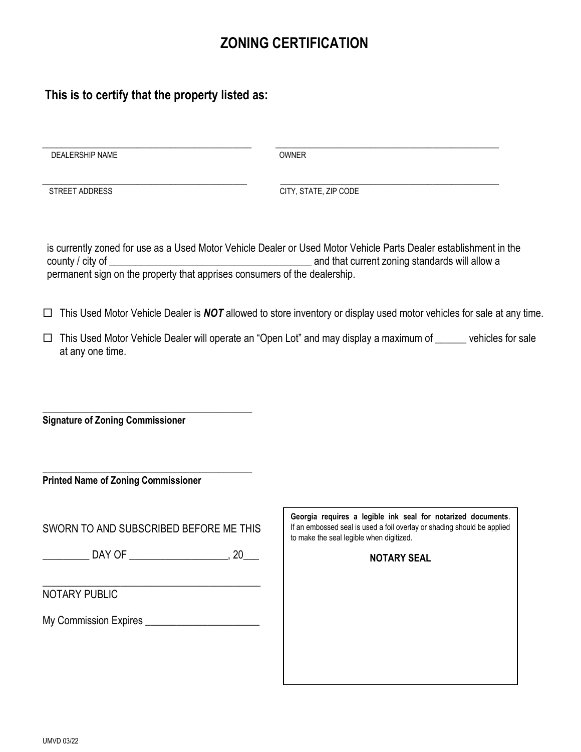# ZONING CERTIFICATION

**This is to certify that the property listed as:**

_______________________________________________ _______________________________________________

DEALERSHIP NAME OWNER

_______________________________________________ _______________________________________________

STREET ADDRESS CITY, STATE, ZIP CODE

is currently zoned for use as a Used Motor Vehicle Dealer or Used Motor Vehicle Parts Dealer establishment in the county / city of _______________________________________ and that current zoning standards will allow a permanent sign on the property that apprises consumers of the dealership.

☐ This Used Motor Vehicle Dealer is ***NOT*** allowed to store inventory or display used motor vehicles for sale at any time.

☐ This Used Motor Vehicle Dealer will operate an "Open Lot" and may display a maximum of ______ vehicles for sale at any one time.

_______________________________________________

**Signature of Zoning Commissioner**

_______________________________________________

**Printed Name of Zoning Commissioner**

SWORN TO AND SUBSCRIBED BEFORE ME THIS

_________ DAY OF ___________________, 20___

_______________________________________________

NOTARY PUBLIC

My Commission Expires ______________________

**Georgia requires a legible ink seal for notarized documents**. If an embossed seal is used a foil overlay or shading should be applied to make the seal legible when digitized.

**NOTARY SEAL**

UMVD 03/22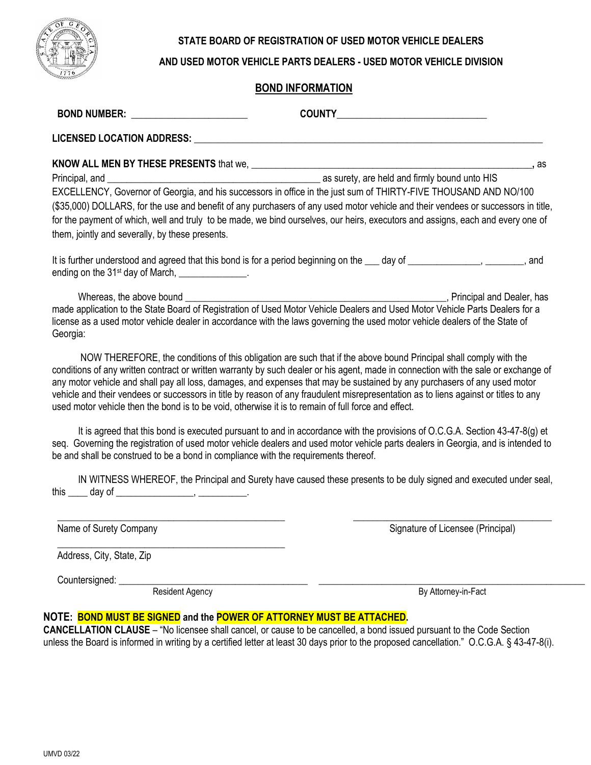**STATE BOARD OF REGISTRATION OF USED MOTOR VEHICLE DEALERS**

**AND USED MOTOR VEHICLE PARTS DEALERS - USED MOTOR VEHICLE DIVISION**

## BOND INFORMATION

**BOND NUMBER:** ________________________ **COUNTY**________________________________

**LICENSED LOCATION ADDRESS:** ________________________________________________________________________

**KNOW ALL MEN BY THESE PRESENTS** that we, ___________________________________________________________**,** as Principal, and _____________________________________________ as surety, are held and firmly bound unto HIS EXCELLENCY, Governor of Georgia, and his successors in office in the just sum of THIRTY-FIVE THOUSAND AND NO/100 ($35,000) DOLLARS, for the use and benefit of any purchasers of any used motor vehicle and their vendees or successors in title, for the payment of which, well and truly to be made, we bind ourselves, our heirs, executors and assigns, each and every one of them, jointly and severally, by these presents.

It is further understood and agreed that this bond is for a period beginning on the ___ day of _______________, ________, and ending on the 31st day of March, ______________.

Whereas, the above bound ________________________________________________________, Principal and Dealer, has made application to the State Board of Registration of Used Motor Vehicle Dealers and Used Motor Vehicle Parts Dealers for a license as a used motor vehicle dealer in accordance with the laws governing the used motor vehicle dealers of the State of Georgia:

NOW THEREFORE, the conditions of this obligation are such that if the above bound Principal shall comply with the conditions of any written contract or written warranty by such dealer or his agent, made in connection with the sale or exchange of any motor vehicle and shall pay all loss, damages, and expenses that may be sustained by any purchasers of any used motor vehicle and their vendees or successors in title by reason of any fraudulent misrepresentation as to liens against or titles to any used motor vehicle then the bond is to be void, otherwise it is to remain of full force and effect.

It is agreed that this bond is executed pursuant to and in accordance with the provisions of O.C.G.A. Section 43-47-8(g) et seq. Governing the registration of used motor vehicle dealers and used motor vehicle parts dealers in Georgia, and is intended to be and shall be construed to be a bond in compliance with the requirements thereof.

IN WITNESS WHEREOF, the Principal and Surety have caused these presents to be duly signed and executed under seal, this ____ day of ________________, __________.

_______________________________________________ Name of Surety Company

_______________________________________________ Signature of Licensee (Principal)

_______________________________________________ Address, City, State, Zip

Countersigned: ______________________________________ Resident Agency

_________________________________________________________ By Attorney-in-Fact

**NOTE: BOND MUST BE SIGNED and the POWER OF ATTORNEY MUST BE ATTACHED.**

**CANCELLATION CLAUSE** – "No licensee shall cancel, or cause to be cancelled, a bond issued pursuant to the Code Section unless the Board is informed in writing by a certified letter at least 30 days prior to the proposed cancellation." O.C.G.A. § 43-47-8(i).

UMVD 03/22